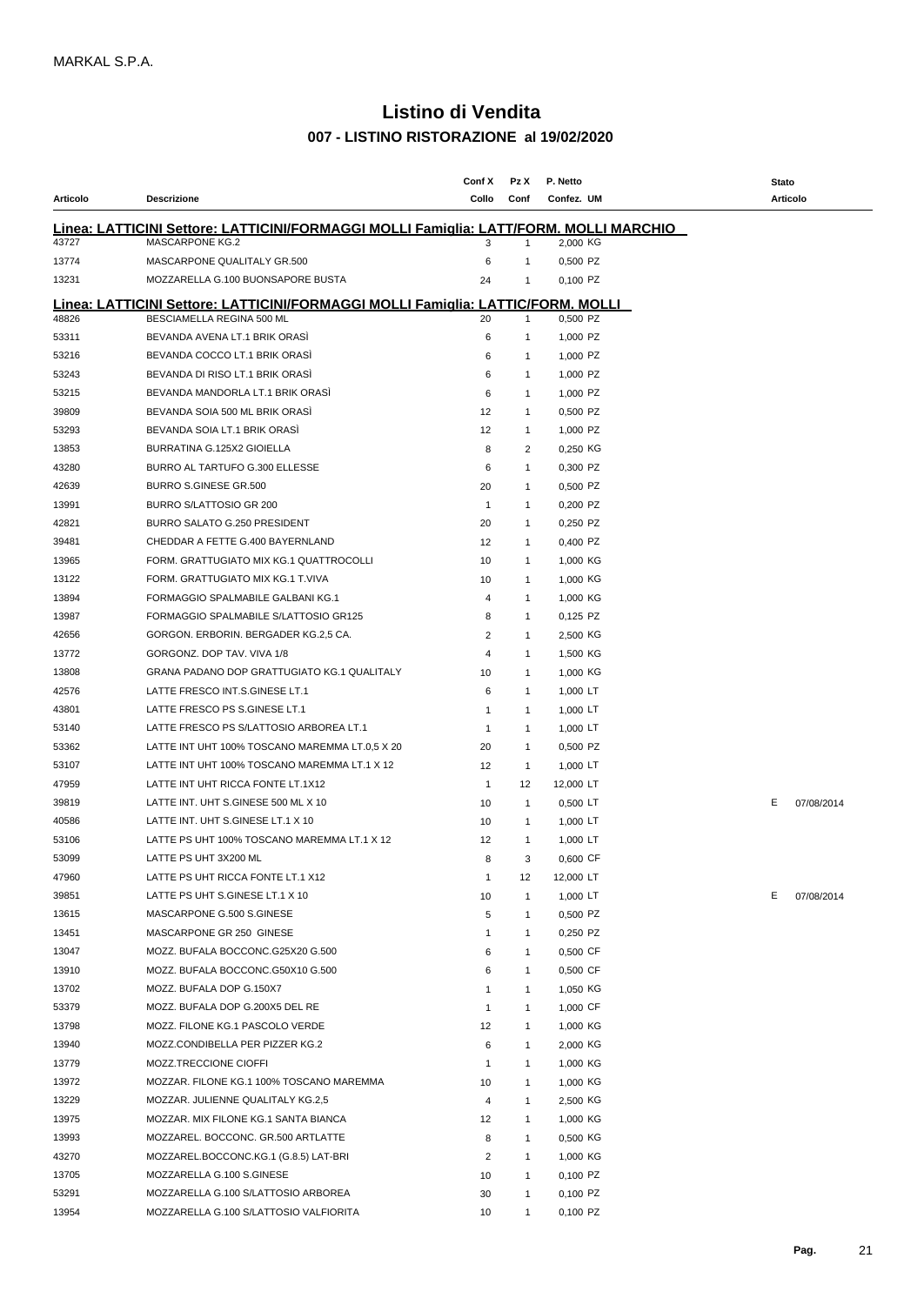MARKAL S.P.A.

# Listino di Vendita

## 007 - LISTINO RISTORAZIONE al 19/02/2020

| Articolo | Descrizione | Conf X Collo | Pz X Conf | P. Netto Confez. | UM | Stato Articolo | |
|---|---|---|---|---|---|---|---|
| **Linea: LATTICINI Settore: LATTICINI/FORMAGGI MOLLI Famiglia: LATT/FORM. MOLLI MARCHIO** | | | | | | | |
| 43727 | MASCARPONE KG.2 | 3 | 1 | 2,000 | KG | | |
| 13774 | MASCARPONE QUALITALY GR.500 | 6 | 1 | 0,500 | PZ | | |
| 13231 | MOZZARELLA G.100 BUONSAPORE BUSTA | 24 | 1 | 0,100 | PZ | | |
| **Linea: LATTICINI Settore: LATTICINI/FORMAGGI MOLLI Famiglia: LATTIC/FORM. MOLLI** | | | | | | | |
| 48826 | BESCIAMELLA REGINA 500 ML | 20 | 1 | 0,500 | PZ | | |
| 53311 | BEVANDA AVENA LT.1 BRIK ORASÌ | 6 | 1 | 1,000 | PZ | | |
| 53216 | BEVANDA COCCO LT.1 BRIK ORASÌ | 6 | 1 | 1,000 | PZ | | |
| 53243 | BEVANDA DI RISO LT.1 BRIK ORASÌ | 6 | 1 | 1,000 | PZ | | |
| 53215 | BEVANDA MANDORLA LT.1 BRIK ORASÌ | 6 | 1 | 1,000 | PZ | | |
| 39809 | BEVANDA SOIA 500 ML BRIK ORASÌ | 12 | 1 | 0,500 | PZ | | |
| 53293 | BEVANDA SOIA LT.1 BRIK ORASÌ | 12 | 1 | 1,000 | PZ | | |
| 13853 | BURRATINA G.125X2 GIOIELLA | 8 | 2 | 0,250 | KG | | |
| 43280 | BURRO AL TARTUFO G.300 ELLESSE | 6 | 1 | 0,300 | PZ | | |
| 42639 | BURRO S.GINESE GR.500 | 20 | 1 | 0,500 | PZ | | |
| 13991 | BURRO S/LATTOSIO GR 200 | 1 | 1 | 0,200 | PZ | | |
| 42821 | BURRO SALATO G.250 PRESIDENT | 20 | 1 | 0,250 | PZ | | |
| 39481 | CHEDDAR A FETTE G.400 BAYERNLAND | 12 | 1 | 0,400 | PZ | | |
| 13965 | FORM. GRATTUGIATO MIX KG.1 QUATTROCOLLI | 10 | 1 | 1,000 | KG | | |
| 13122 | FORM. GRATTUGIATO MIX KG.1 T.VIVA | 10 | 1 | 1,000 | KG | | |
| 13894 | FORMAGGIO SPALMABILE GALBANI KG.1 | 4 | 1 | 1,000 | KG | | |
| 13987 | FORMAGGIO SPALMABILE S/LATTOSIO GR125 | 8 | 1 | 0,125 | PZ | | |
| 42656 | GORGON. ERBORIN. BERGADER KG.2,5 CA. | 2 | 1 | 2,500 | KG | | |
| 13772 | GORGONZ. DOP TAV. VIVA 1/8 | 4 | 1 | 1,500 | KG | | |
| 13808 | GRANA PADANO DOP GRATTUGIATO KG.1 QUALITALY | 10 | 1 | 1,000 | KG | | |
| 42576 | LATTE FRESCO INT.S.GINESE LT.1 | 6 | 1 | 1,000 | LT | | |
| 43801 | LATTE FRESCO PS S.GINESE LT.1 | 1 | 1 | 1,000 | LT | | |
| 53140 | LATTE FRESCO PS S/LATTOSIO ARBOREA LT.1 | 1 | 1 | 1,000 | LT | | |
| 53362 | LATTE INT UHT 100% TOSCANO MAREMMA LT.0,5 X 20 | 20 | 1 | 0,500 | PZ | | |
| 53107 | LATTE INT UHT 100% TOSCANO MAREMMA LT.1 X 12 | 12 | 1 | 1,000 | LT | | |
| 47959 | LATTE INT UHT RICCA FONTE LT.1X12 | 1 | 12 | 12,000 | LT | | |
| 39819 | LATTE INT. UHT S.GINESE 500 ML X 10 | 10 | 1 | 0,500 | LT | E | 07/08/2014 |
| 40586 | LATTE INT. UHT S.GINESE LT.1 X 10 | 10 | 1 | 1,000 | LT | | |
| 53106 | LATTE PS UHT 100% TOSCANO MAREMMA LT.1 X 12 | 12 | 1 | 1,000 | LT | | |
| 53099 | LATTE PS UHT 3X200 ML | 8 | 3 | 0,600 | CF | | |
| 47960 | LATTE PS UHT RICCA FONTE LT.1 X12 | 1 | 12 | 12,000 | LT | | |
| 39851 | LATTE PS UHT S.GINESE LT.1 X 10 | 10 | 1 | 1,000 | LT | E | 07/08/2014 |
| 13615 | MASCARPONE G.500 S.GINESE | 5 | 1 | 0,500 | PZ | | |
| 13451 | MASCARPONE GR 250 GINESE | 1 | 1 | 0,250 | PZ | | |
| 13047 | MOZZ. BUFALA BOCCONC.G25X20 G.500 | 6 | 1 | 0,500 | CF | | |
| 13910 | MOZZ. BUFALA BOCCONC.G50X10 G.500 | 6 | 1 | 0,500 | CF | | |
| 13702 | MOZZ. BUFALA DOP G.150X7 | 1 | 1 | 1,050 | KG | | |
| 53379 | MOZZ. BUFALA DOP G.200X5 DEL RE | 1 | 1 | 1,000 | CF | | |
| 13798 | MOZZ. FILONE KG.1 PASCOLO VERDE | 12 | 1 | 1,000 | KG | | |
| 13940 | MOZZ.CONDIBELLA PER PIZZER KG.2 | 6 | 1 | 2,000 | KG | | |
| 13779 | MOZZ.TRECCIONE CIOFFI | 1 | 1 | 1,000 | KG | | |
| 13972 | MOZZAR. FILONE KG.1 100% TOSCANO MAREMMA | 10 | 1 | 1,000 | KG | | |
| 13229 | MOZZAR. JULIENNE QUALITALY KG.2,5 | 4 | 1 | 2,500 | KG | | |
| 13975 | MOZZAR. MIX FILONE KG.1 SANTA BIANCA | 12 | 1 | 1,000 | KG | | |
| 13993 | MOZZAREL. BOCCONC. GR.500 ARTLATTE | 8 | 1 | 0,500 | KG | | |
| 43270 | MOZZAREL.BOCCONC.KG.1 (G.8.5) LAT-BRI | 2 | 1 | 1,000 | KG | | |
| 13705 | MOZZARELLA G.100 S.GINESE | 10 | 1 | 0,100 | PZ | | |
| 53291 | MOZZARELLA G.100 S/LATTOSIO ARBOREA | 30 | 1 | 0,100 | PZ | | |
| 13954 | MOZZARELLA G.100 S/LATTOSIO VALFIORITA | 10 | 1 | 0,100 | PZ | | |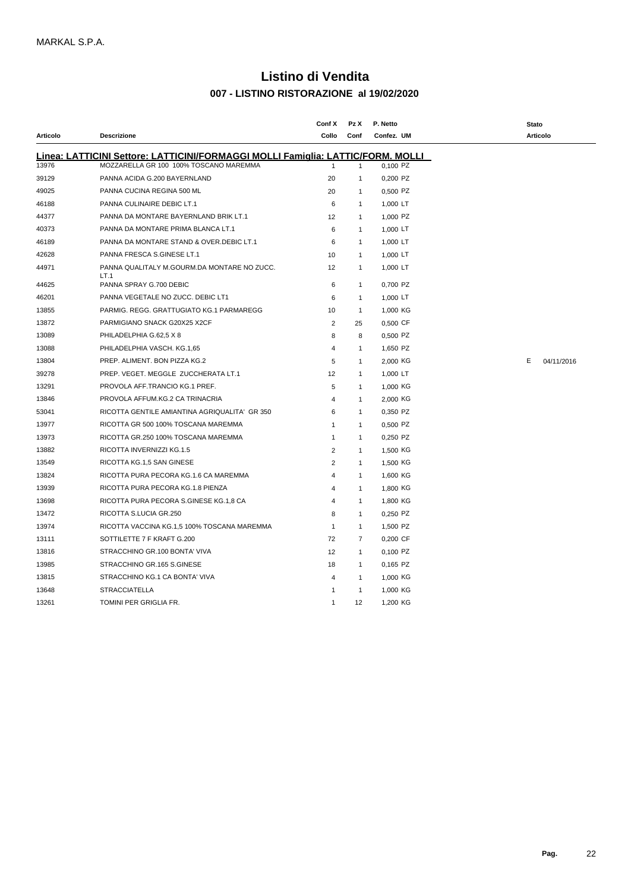MARKAL S.P.A.

# Listino di Vendita

## 007 - LISTINO RISTORAZIONE al 19/02/2020

| Articolo | Descrizione | Conf X Collo | Pz X Conf | P. Netto Confez. | UM | Stato Articolo | |
|---|---|---|---|---|---|---|---|
| **Linea: LATTICINI Settore: LATTICINI/FORMAGGI MOLLI Famiglia: LATTIC/FORM. MOLLI** | | | | | | | |
| 13976 | MOZZARELLA GR 100 100% TOSCANO MAREMMA | 1 | 1 | 0,100 | PZ | | |
| 39129 | PANNA ACIDA G.200 BAYERNLAND | 20 | 1 | 0,200 | PZ | | |
| 49025 | PANNA CUCINA REGINA 500 ML | 20 | 1 | 0,500 | PZ | | |
| 46188 | PANNA CULINAIRE DEBIC LT.1 | 6 | 1 | 1,000 | LT | | |
| 44377 | PANNA DA MONTARE BAYERNLAND BRIK LT.1 | 12 | 1 | 1,000 | PZ | | |
| 40373 | PANNA DA MONTARE PRIMA BLANCA LT.1 | 6 | 1 | 1,000 | LT | | |
| 46189 | PANNA DA MONTARE STAND & OVER.DEBIC LT.1 | 6 | 1 | 1,000 | LT | | |
| 42628 | PANNA FRESCA S.GINESE LT.1 | 10 | 1 | 1,000 | LT | | |
| 44971 | PANNA QUALITALY M.GOURM.DA MONTARE NO ZUCC. LT.1 | 12 | 1 | 1,000 | LT | | |
| 44625 | PANNA SPRAY G.700 DEBIC | 6 | 1 | 0,700 | PZ | | |
| 46201 | PANNA VEGETALE NO ZUCC. DEBIC LT1 | 6 | 1 | 1,000 | LT | | |
| 13855 | PARMIG. REGG. GRATTUGIATO KG.1 PARMAREGG | 10 | 1 | 1,000 | KG | | |
| 13872 | PARMIGIANO SNACK G20X25 X2CF | 2 | 25 | 0,500 | CF | | |
| 13089 | PHILADELPHIA G.62,5 X 8 | 8 | 8 | 0,500 | PZ | | |
| 13088 | PHILADELPHIA VASCH. KG.1,65 | 4 | 1 | 1,650 | PZ | | |
| 13804 | PREP. ALIMENT. BON PIZZA KG.2 | 5 | 1 | 2,000 | KG | E | 04/11/2016 |
| 39278 | PREP. VEGET. MEGGLE ZUCCHERATA LT.1 | 12 | 1 | 1,000 | LT | | |
| 13291 | PROVOLA AFF.TRANCIO KG.1 PREF. | 5 | 1 | 1,000 | KG | | |
| 13846 | PROVOLA AFFUM.KG.2 CA TRINACRIA | 4 | 1 | 2,000 | KG | | |
| 53041 | RICOTTA GENTILE AMIANTINA AGRIQUALITA' GR 350 | 6 | 1 | 0,350 | PZ | | |
| 13977 | RICOTTA GR 500 100% TOSCANA MAREMMA | 1 | 1 | 0,500 | PZ | | |
| 13973 | RICOTTA GR.250 100% TOSCANA MAREMMA | 1 | 1 | 0,250 | PZ | | |
| 13882 | RICOTTA INVERNIZZI KG.1.5 | 2 | 1 | 1,500 | KG | | |
| 13549 | RICOTTA KG.1,5 SAN GINESE | 2 | 1 | 1,500 | KG | | |
| 13824 | RICOTTA PURA PECORA KG.1.6 CA MAREMMA | 4 | 1 | 1,600 | KG | | |
| 13939 | RICOTTA PURA PECORA KG.1.8 PIENZA | 4 | 1 | 1,800 | KG | | |
| 13698 | RICOTTA PURA PECORA S.GINESE KG.1,8 CA | 4 | 1 | 1,800 | KG | | |
| 13472 | RICOTTA S.LUCIA GR.250 | 8 | 1 | 0,250 | PZ | | |
| 13974 | RICOTTA VACCINA KG.1,5 100% TOSCANA MAREMMA | 1 | 1 | 1,500 | PZ | | |
| 13111 | SOTTILETTE 7 F KRAFT G.200 | 72 | 7 | 0,200 | CF | | |
| 13816 | STRACCHINO GR.100 BONTA' VIVA | 12 | 1 | 0,100 | PZ | | |
| 13985 | STRACCHINO GR.165 S.GINESE | 18 | 1 | 0,165 | PZ | | |
| 13815 | STRACCHINO KG.1 CA BONTA' VIVA | 4 | 1 | 1,000 | KG | | |
| 13648 | STRACCIATELLA | 1 | 1 | 1,000 | KG | | |
| 13261 | TOMINI PER GRIGLIA FR. | 1 | 12 | 1,200 | KG | | |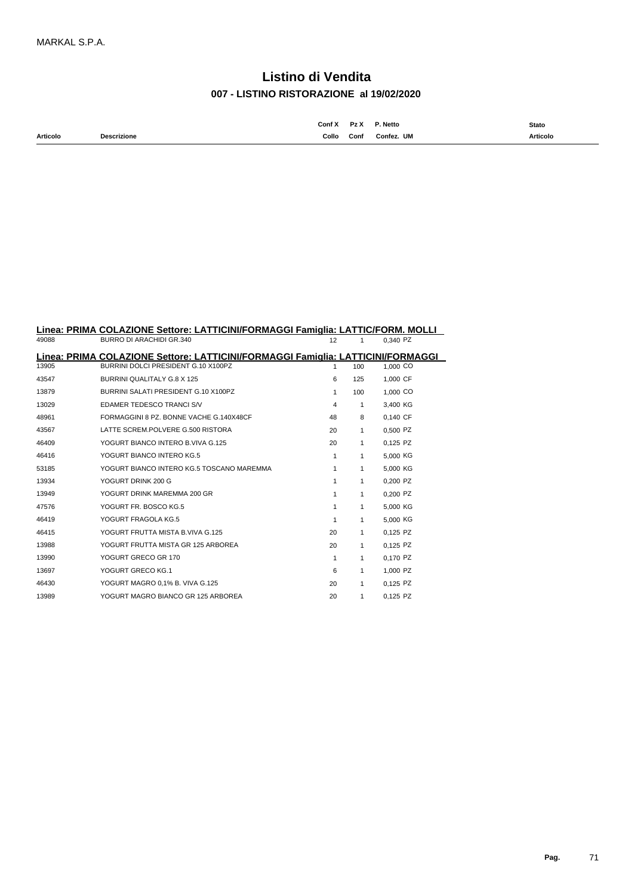MARKAL S.P.A.

# Listino di Vendita

## 007 - LISTINO RISTORAZIONE al 19/02/2020

| Articolo | Descrizione | Conf X Collo | Pz X Conf | P. Netto Confez. | UM | Stato Articolo |
|---|---|---|---|---|---|---|
| **Linea: PRIMA COLAZIONE Settore: LATTICINI/FORMAGGI Famiglia: LATTIC/FORM. MOLLI** | | | | | | |
| 49088 | BURRO DI ARACHIDI GR.340 | 12 | 1 | 0,340 | PZ | |
| **Linea: PRIMA COLAZIONE Settore: LATTICINI/FORMAGGI Famiglia: LATTICINI/FORMAGGI** | | | | | | |
| 13905 | BURRINI DOLCI PRESIDENT G.10 X100PZ | 1 | 100 | 1,000 | CO | |
| 43547 | BURRINI QUALITALY G.8 X 125 | 6 | 125 | 1,000 | CF | |
| 13879 | BURRINI SALATI PRESIDENT G.10 X100PZ | 1 | 100 | 1,000 | CO | |
| 13029 | EDAMER TEDESCO TRANCI S/V | 4 | 1 | 3,400 | KG | |
| 48961 | FORMAGGINI 8 PZ. BONNE VACHE G.140X48CF | 48 | 8 | 0,140 | CF | |
| 43567 | LATTE SCREM.POLVERE G.500 RISTORA | 20 | 1 | 0,500 | PZ | |
| 46409 | YOGURT BIANCO INTERO B.VIVA G.125 | 20 | 1 | 0,125 | PZ | |
| 46416 | YOGURT BIANCO INTERO KG.5 | 1 | 1 | 5,000 | KG | |
| 53185 | YOGURT BIANCO INTERO KG.5 TOSCANO MAREMMA | 1 | 1 | 5,000 | KG | |
| 13934 | YOGURT DRINK 200 G | 1 | 1 | 0,200 | PZ | |
| 13949 | YOGURT DRINK MAREMMA 200 GR | 1 | 1 | 0,200 | PZ | |
| 47576 | YOGURT FR. BOSCO KG.5 | 1 | 1 | 5,000 | KG | |
| 46419 | YOGURT FRAGOLA KG.5 | 1 | 1 | 5,000 | KG | |
| 46415 | YOGURT FRUTTA MISTA B.VIVA G.125 | 20 | 1 | 0,125 | PZ | |
| 13988 | YOGURT FRUTTA MISTA GR 125 ARBOREA | 20 | 1 | 0,125 | PZ | |
| 13990 | YOGURT GRECO GR 170 | 1 | 1 | 0,170 | PZ | |
| 13697 | YOGURT GRECO KG.1 | 6 | 1 | 1,000 | PZ | |
| 46430 | YOGURT MAGRO 0,1% B. VIVA G.125 | 20 | 1 | 0,125 | PZ | |
| 13989 | YOGURT MAGRO BIANCO GR 125 ARBOREA | 20 | 1 | 0,125 | PZ | |